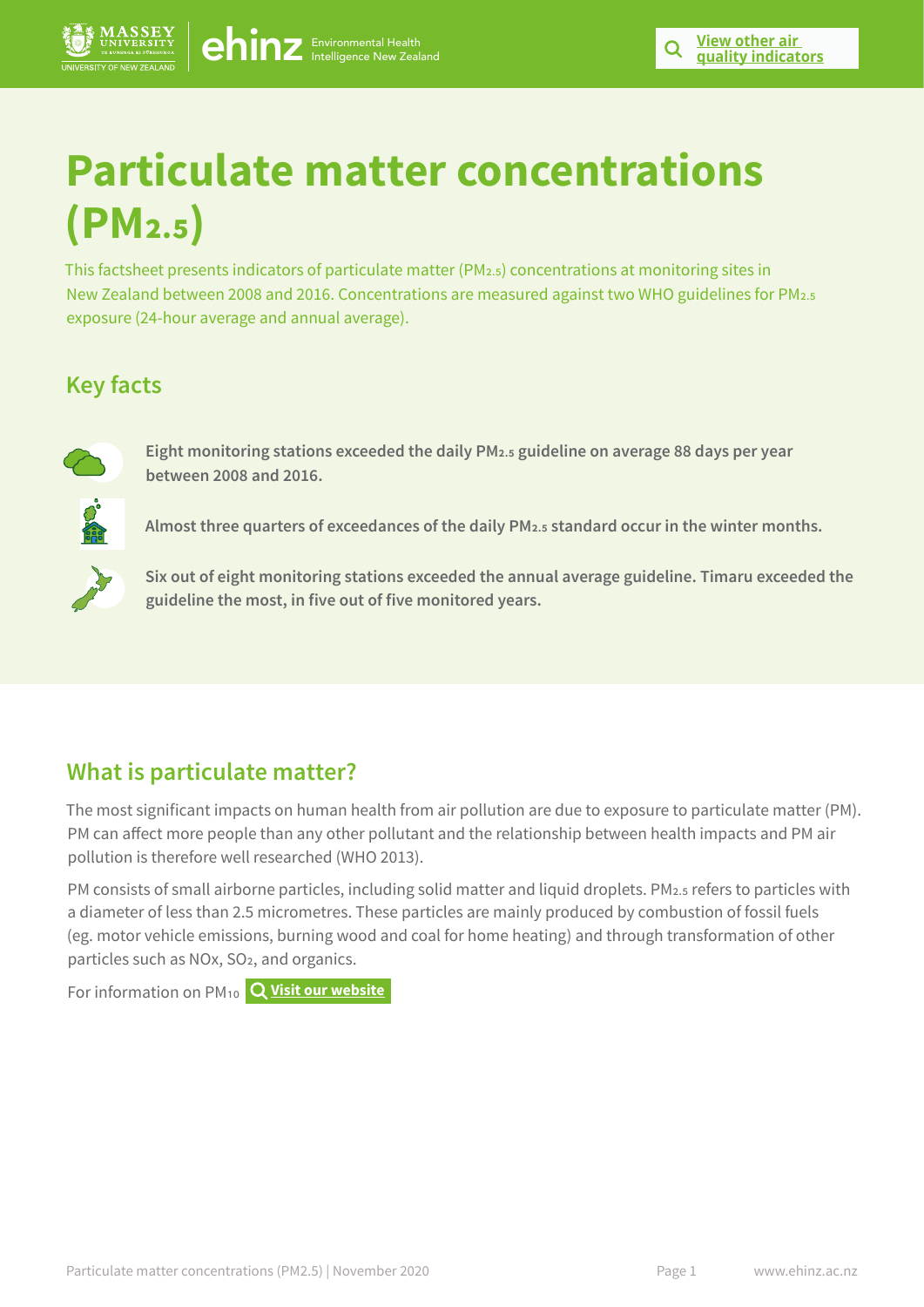# Particulate matter concentrations ($PM_{2.5}$)

This factsheet presents indicators of particulate matter ($PM_{2.5}$) concentrations at monitoring sites in New Zealand between 2008 and 2016. Concentrations are measured against two WHO guidelines for $PM_{2.5}$ exposure (24-hour average and annual average).

## Key facts

**Eight monitoring stations exceeded the daily $PM_{2.5}$ guideline on average 88 days per year between 2008 and 2016.**

**Almost three quarters of exceedances of the daily $PM_{2.5}$ standard occur in the winter months.**

**Six out of eight monitoring stations exceeded the annual average guideline. Timaru exceeded the guideline the most, in five out of five monitored years.**

## What is particulate matter?

The most significant impacts on human health from air pollution are due to exposure to particulate matter (PM). PM can affect more people than any other pollutant and the relationship between health impacts and PM air pollution is therefore well researched (WHO 2013).

PM consists of small airborne particles, including solid matter and liquid droplets. $PM_{2.5}$ refers to particles with a diameter of less than 2.5 micrometres. These particles are mainly produced by combustion of fossil fuels (eg. motor vehicle emissions, burning wood and coal for home heating) and through transformation of other particles such as NOx, $SO_2$, and organics.

For information on $PM_{10}$ **Visit our website**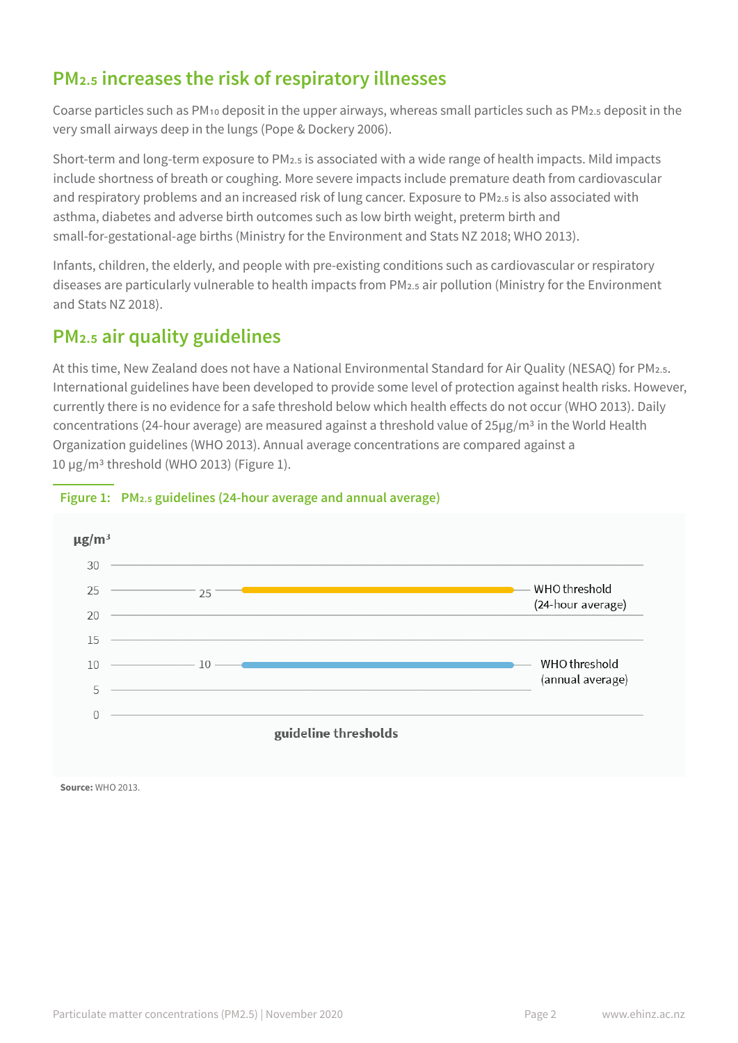## $PM_{2.5}$ increases the risk of respiratory illnesses

Coarse particles such as $PM_{10}$ deposit in the upper airways, whereas small particles such as $PM_{2.5}$ deposit in the very small airways deep in the lungs (Pope & Dockery 2006).

Short-term and long-term exposure to $PM_{2.5}$ is associated with a wide range of health impacts. Mild impacts include shortness of breath or coughing. More severe impacts include premature death from cardiovascular and respiratory problems and an increased risk of lung cancer. Exposure to $PM_{2.5}$ is also associated with asthma, diabetes and adverse birth outcomes such as low birth weight, preterm birth and small-for-gestational-age births (Ministry for the Environment and Stats NZ 2018; WHO 2013).

Infants, children, the elderly, and people with pre-existing conditions such as cardiovascular or respiratory diseases are particularly vulnerable to health impacts from $PM_{2.5}$ air pollution (Ministry for the Environment and Stats NZ 2018).

## $PM_{2.5}$ air quality guidelines

At this time, New Zealand does not have a National Environmental Standard for Air Quality (NESAQ) for $PM_{2.5}$. International guidelines have been developed to provide some level of protection against health risks. However, currently there is no evidence for a safe threshold below which health effects do not occur (WHO 2013). Daily concentrations (24-hour average) are measured against a threshold value of 25μg/m³ in the World Health Organization guidelines (WHO 2013). Annual average concentrations are compared against a 10 μg/m³ threshold (WHO 2013) (Figure 1).

**Figure 1: $PM_{2.5}$ guidelines (24-hour average and annual average)**

| Guideline thresholds | μg/m³ |
|---|---|
| WHO threshold (24-hour average) | 25 |
| WHO threshold (annual average) | 10 |

**Source:** WHO 2013.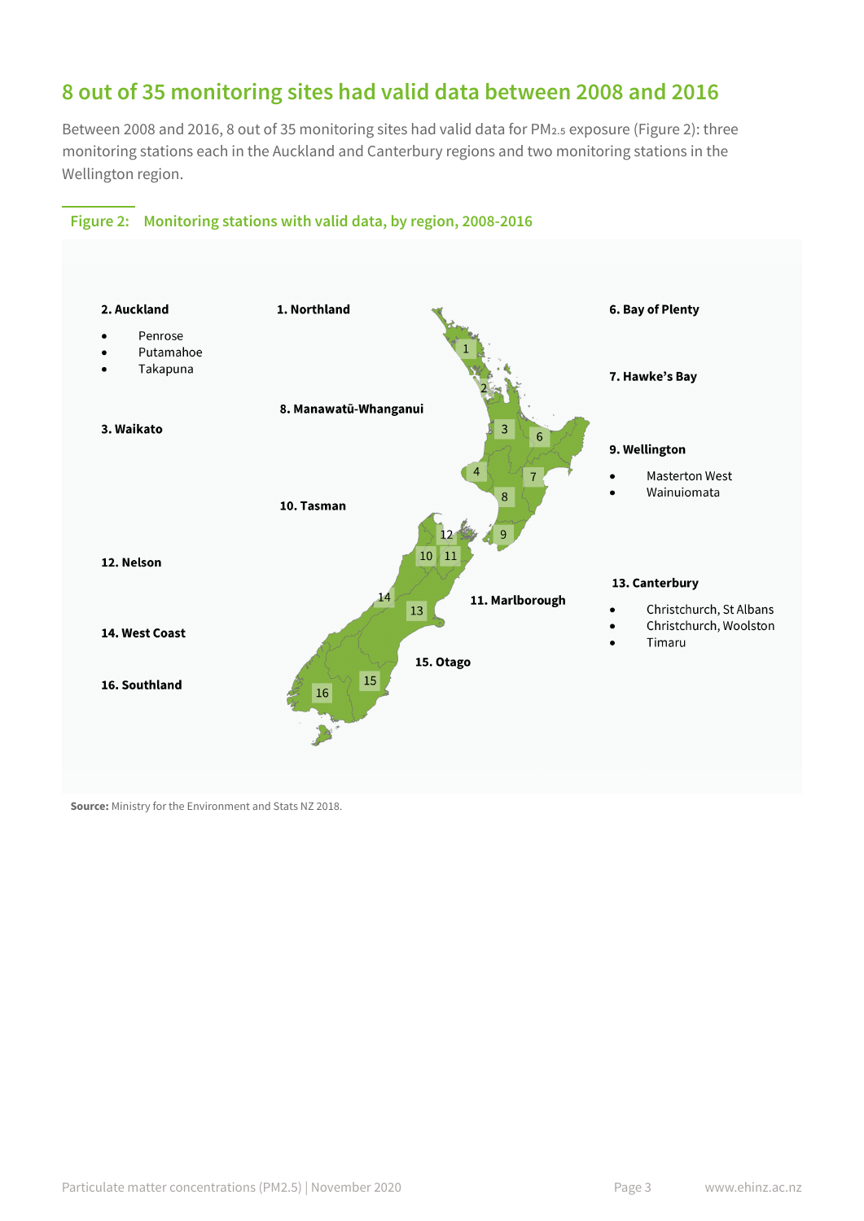## 8 out of 35 monitoring sites had valid data between 2008 and 2016

Between 2008 and 2016, 8 out of 35 monitoring sites had valid data for $PM_{2.5}$ exposure (Figure 2): three monitoring stations each in the Auckland and Canterbury regions and two monitoring stations in the Wellington region.

**Figure 2: Monitoring stations with valid data, by region, 2008-2016**

**1. Northland**

**2. Auckland**
- Penrose
- Putamahoe
- Takapuna

**3. Waikato**

**6. Bay of Plenty**

**7. Hawke's Bay**

**8. Manawatū-Whanganui**

**9. Wellington**
- Masterton West
- Wainuiomata

**10. Tasman**

**11. Marlborough**

**12. Nelson**

**13. Canterbury**
- Christchurch, St Albans
- Christchurch, Woolston
- Timaru

**14. West Coast**

**15. Otago**

**16. Southland**

**Source:** Ministry for the Environment and Stats NZ 2018.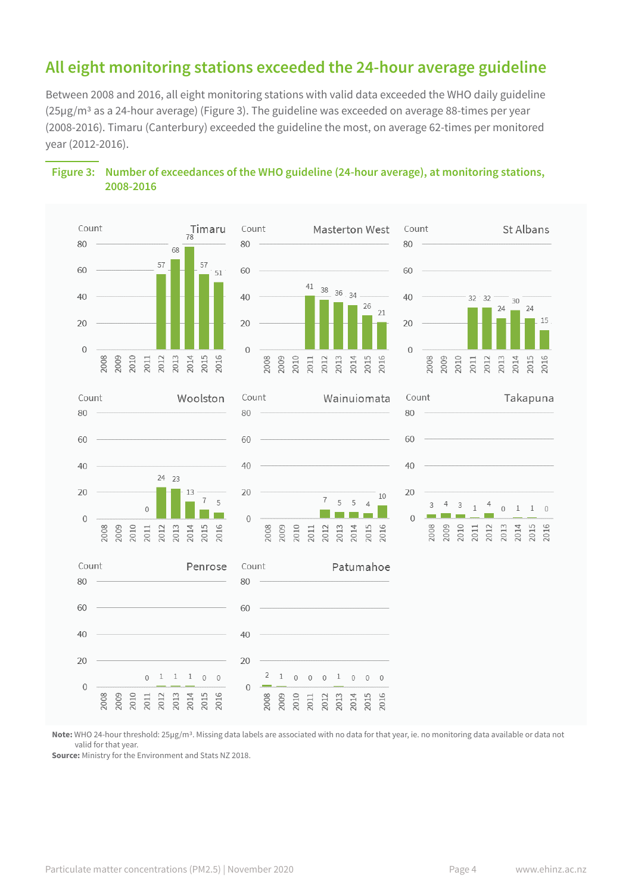## All eight monitoring stations exceeded the 24-hour average guideline

Between 2008 and 2016, all eight monitoring stations with valid data exceeded the WHO daily guideline (25μg/m³ as a 24-hour average) (Figure 3). The guideline was exceeded on average 88-times per year (2008-2016). Timaru (Canterbury) exceeded the guideline the most, on average 62-times per monitored year (2012-2016).

**Figure 3: Number of exceedances of the WHO guideline (24-hour average), at monitoring stations, 2008-2016**

| Station | 2008 | 2009 | 2010 | 2011 | 2012 | 2013 | 2014 | 2015 | 2016 |
|---|---|---|---|---|---|---|---|---|---|
| Timaru | | | | | 57 | 68 | 78 | 57 | 51 |
| Masterton West | | | | 41 | 38 | 36 | 34 | 26 | 21 |
| St Albans | | | | 32 | 32 | 24 | 30 | 24 | 15 |
| Woolston | | | | 0 | 24 | 23 | 13 | 7 | 5 |
| Wainuiomata | | | | | 7 | 5 | 5 | 4 | 10 |
| Takapuna | 3 | 4 | 3 | 1 | 4 | 0 | 1 | 1 | 0 |
| Penrose | | | | 0 | 1 | 1 | 1 | 0 | 0 |
| Patumahoe | 2 | 1 | 0 | 0 | 0 | 1 | 0 | 0 | 0 |

**Note:** WHO 24-hour threshold: 25μg/m³. Missing data labels are associated with no data for that year, ie. no monitoring data available or data not valid for that year.

**Source:** Ministry for the Environment and Stats NZ 2018.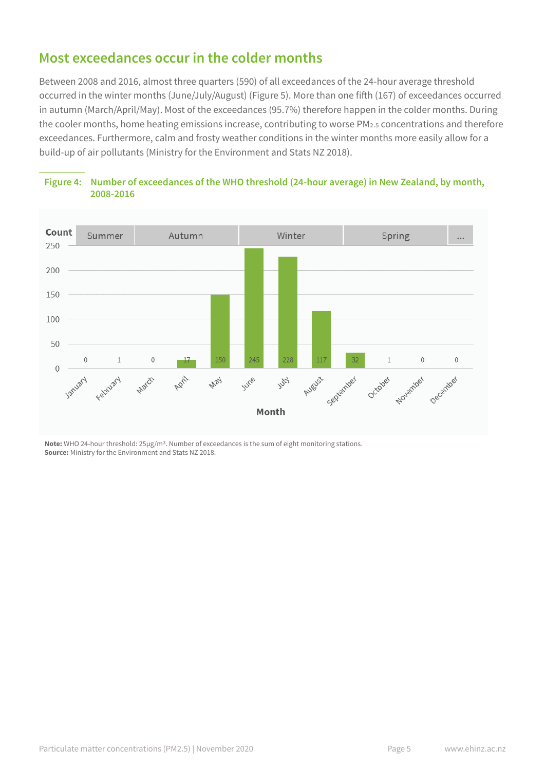## Most exceedances occur in the colder months

Between 2008 and 2016, almost three quarters (590) of all exceedances of the 24-hour average threshold occurred in the winter months (June/July/August) (Figure 5). More than one fifth (167) of exceedances occurred in autumn (March/April/May). Most of the exceedances (95.7%) therefore happen in the colder months. During the cooler months, home heating emissions increase, contributing to worse $PM_{2.5}$ concentrations and therefore exceedances. Furthermore, calm and frosty weather conditions in the winter months more easily allow for a build-up of air pollutants (Ministry for the Environment and Stats NZ 2018).

**Figure 4: Number of exceedances of the WHO threshold (24-hour average) in New Zealand, by month, 2008-2016**

| Season | Month | Count |
|---|---|---|
| Summer | January | 0 |
| Summer | February | 1 |
| Autumn | March | 0 |
| Autumn | April | 17 |
| Autumn | May | 150 |
| Winter | June | 245 |
| Winter | July | 228 |
| Winter | August | 117 |
| Spring | September | 32 |
| Spring | October | 1 |
| Spring | November | 0 |
| ... | December | 0 |

**Note:** WHO 24-hour threshold: 25μg/m³. Number of exceedances is the sum of eight monitoring stations.
**Source:** Ministry for the Environment and Stats NZ 2018.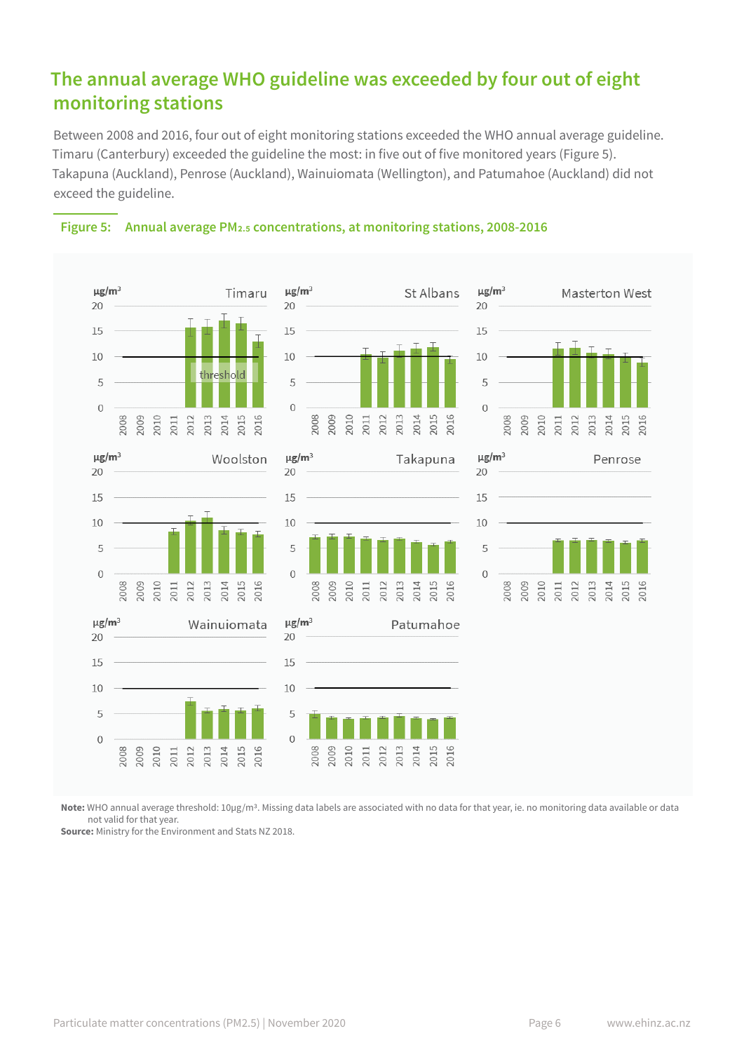## The annual average WHO guideline was exceeded by four out of eight monitoring stations

Between 2008 and 2016, four out of eight monitoring stations exceeded the WHO annual average guideline. Timaru (Canterbury) exceeded the guideline the most: in five out of five monitored years (Figure 5). Takapuna (Auckland), Penrose (Auckland), Wainuiomata (Wellington), and Patumahoe (Auckland) did not exceed the guideline.

**Figure 5: Annual average $PM_{2.5}$ concentrations, at monitoring stations, 2008-2016**

**Note:** WHO annual average threshold: 10μg/m³. Missing data labels are associated with no data for that year, ie. no monitoring data available or data not valid for that year.
**Source:** Ministry for the Environment and Stats NZ 2018.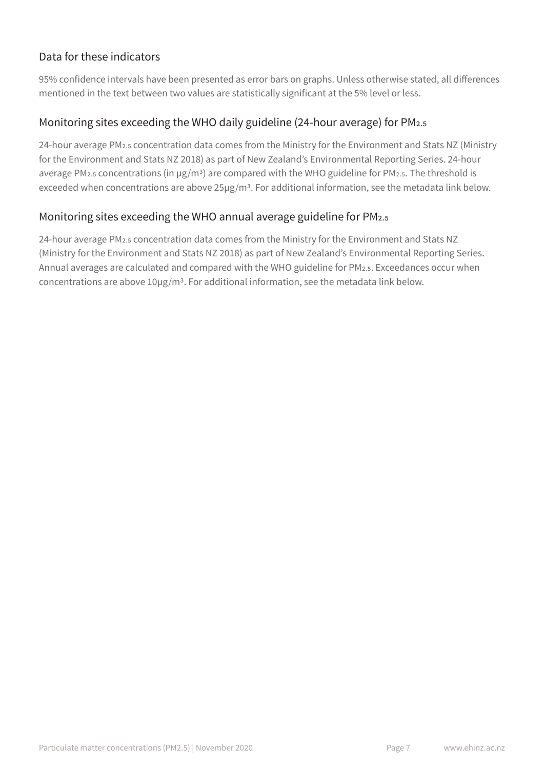## Data for these indicators

95% confidence intervals have been presented as error bars on graphs. Unless otherwise stated, all differences mentioned in the text between two values are statistically significant at the 5% level or less.

## Monitoring sites exceeding the WHO daily guideline (24-hour average) for $PM_{2.5}$

24-hour average $PM_{2.5}$ concentration data comes from the Ministry for the Environment and Stats NZ (Ministry for the Environment and Stats NZ 2018) as part of New Zealand's Environmental Reporting Series. 24-hour average $PM_{2.5}$ concentrations (in μg/m³) are compared with the WHO guideline for $PM_{2.5}$. The threshold is exceeded when concentrations are above 25μg/m³. For additional information, see the metadata link below.

## Monitoring sites exceeding the WHO annual average guideline for $PM_{2.5}$

24-hour average $PM_{2.5}$ concentration data comes from the Ministry for the Environment and Stats NZ (Ministry for the Environment and Stats NZ 2018) as part of New Zealand's Environmental Reporting Series. Annual averages are calculated and compared with the WHO guideline for $PM_{2.5}$. Exceedances occur when concentrations are above 10μg/m³. For additional information, see the metadata link below.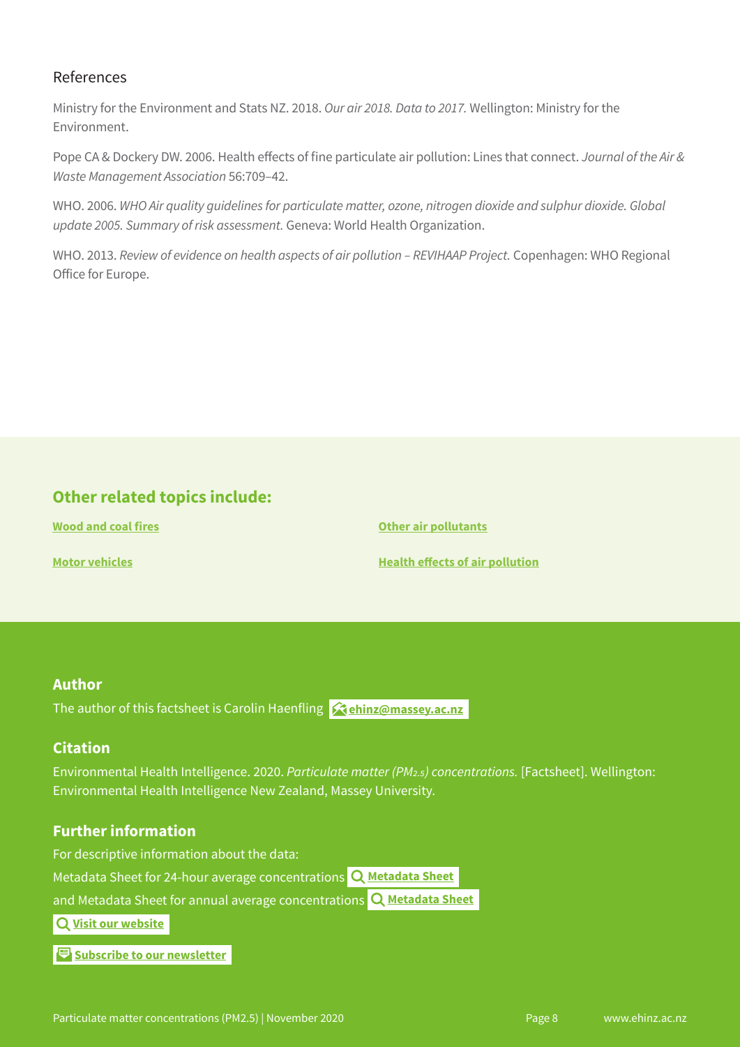## References

Ministry for the Environment and Stats NZ. 2018. *Our air 2018. Data to 2017.* Wellington: Ministry for the Environment.

Pope CA & Dockery DW. 2006. Health effects of fine particulate air pollution: Lines that connect. *Journal of the Air & Waste Management Association* 56:709–42.

WHO. 2006. *WHO Air quality guidelines for particulate matter, ozone, nitrogen dioxide and sulphur dioxide. Global update 2005. Summary of risk assessment.* Geneva: World Health Organization.

WHO. 2013. *Review of evidence on health aspects of air pollution – REVIHAAP Project.* Copenhagen: WHO Regional Office for Europe.

## Other related topics include:

**Wood and coal fires**

**Other air pollutants**

**Motor vehicles**

**Health effects of air pollution**

## Author

The author of this factsheet is Carolin Haenfling **ehinz@massey.ac.nz**

## Citation

Environmental Health Intelligence. 2020. *Particulate matter ($PM_{2.5}$) concentrations.* [Factsheet]. Wellington: Environmental Health Intelligence New Zealand, Massey University.

## Further information

For descriptive information about the data:

Metadata Sheet for 24-hour average concentrations **Metadata Sheet**

and Metadata Sheet for annual average concentrations **Metadata Sheet**

**Visit our website**

**Subscribe to our newsletter**